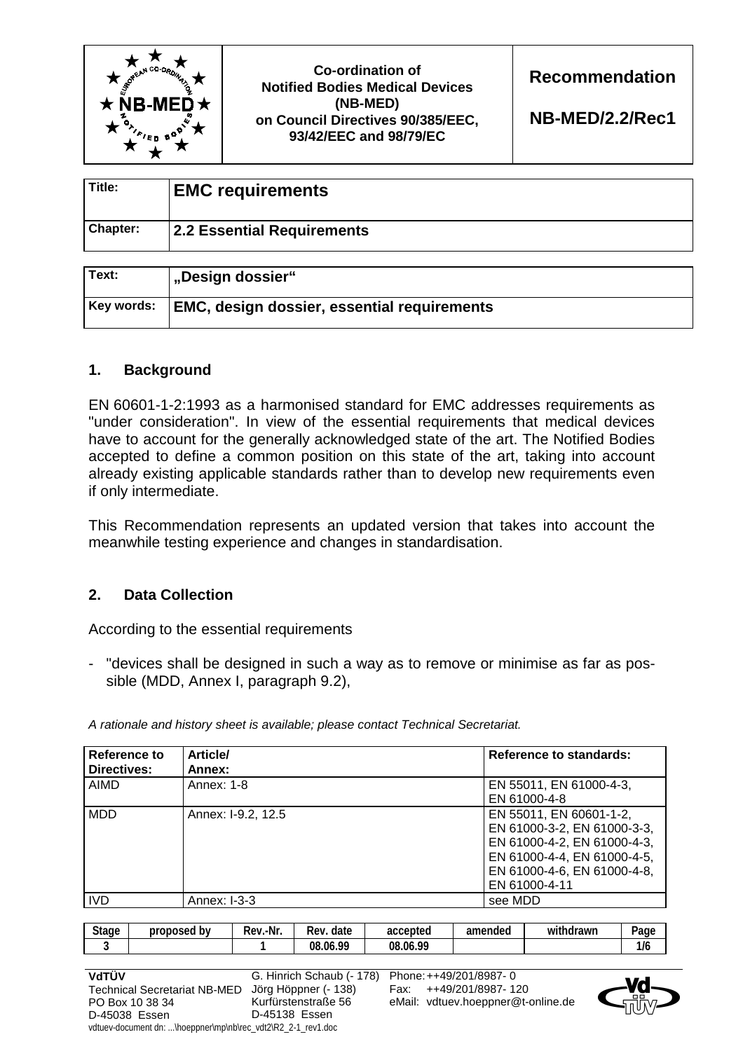| | Co-ordination of Notified Bodies Medical Devices (NB-MED) on Council Directives 90/385/EEC, 93/42/EEC and 98/79/EC | Recommendation NB-MED/2.2/Rec1 |
|---|---|---|

| Title: | EMC requirements |
|---|---|
| Chapter: | 2.2 Essential Requirements |

| Text: | „Design dossier“ |
|---|---|
| Key words: | EMC, design dossier, essential requirements |

## 1. Background

EN 60601-1-2:1993 as a harmonised standard for EMC addresses requirements as "under consideration". In view of the essential requirements that medical devices have to account for the generally acknowledged state of the art. The Notified Bodies accepted to define a common position on this state of the art, taking into account already existing applicable standards rather than to develop new requirements even if only intermediate.

This Recommendation represents an updated version that takes into account the meanwhile testing experience and changes in standardisation.

## 2. Data Collection

According to the essential requirements

- "devices shall be designed in such a way as to remove or minimise as far as possible (MDD, Annex I, paragraph 9.2),

*A rationale and history sheet is available; please contact Technical Secretariat.*

| Reference to Directives: | Article/ Annex: | Reference to standards: |
|---|---|---|
| AIMD | Annex: 1-8 | EN 55011, EN 61000-4-3, EN 61000-4-8 |
| MDD | Annex: I-9.2, 12.5 | EN 55011, EN 60601-1-2, EN 61000-3-2, EN 61000-3-3, EN 61000-4-2, EN 61000-4-3, EN 61000-4-4, EN 61000-4-5, EN 61000-4-6, EN 61000-4-8, EN 61000-4-11 |
| IVD | Annex: I-3-3 | see MDD |

| Stage | proposed by | Rev.-Nr. | Rev. date | accepted | amended | withdrawn | Page |
|---|---|---|---|---|---|---|---|
| 3 | | 1 | 08.06.99 | 08.06.99 | | | 1/6 |

VdTÜV
Technical Secretariat NB-MED
PO Box 10 38 34
D-45038 Essen

G. Hinrich Schaub (- 178)
Jörg Höppner (- 138)
Kurfürstenstraße 56
D-45138 Essen

Phone: ++49/201/8987- 0
Fax: ++49/201/8987- 120
eMail: vdtuev.hoeppner@t-online.de

vdtuev-document dn: ...\hoeppner\mp\nb\rec_vdt2\R2_2-1_rev1.doc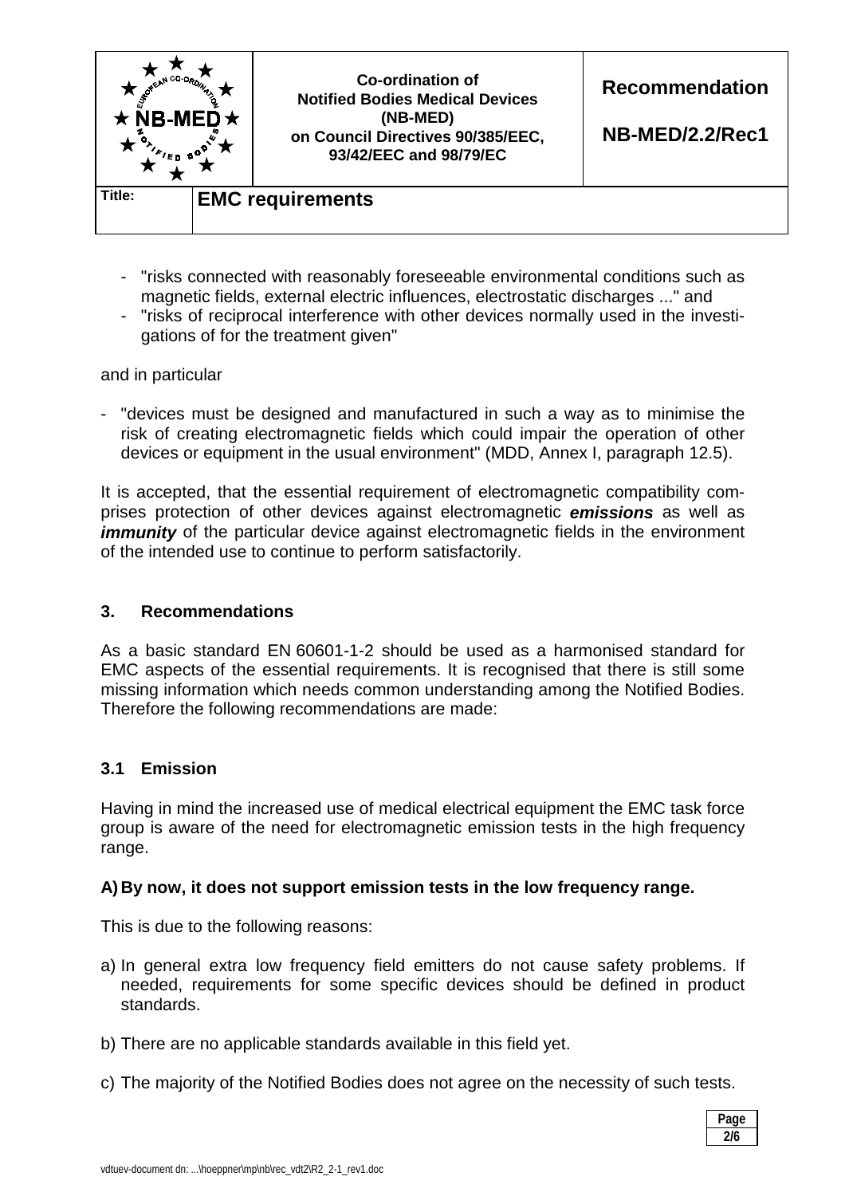- "risks connected with reasonably foreseeable environmental conditions such as magnetic fields, external electric influences, electrostatic discharges ..." and
- "risks of reciprocal interference with other devices normally used in the investigations of for the treatment given"

and in particular

- "devices must be designed and manufactured in such a way as to minimise the risk of creating electromagnetic fields which could impair the operation of other devices or equipment in the usual environment" (MDD, Annex I, paragraph 12.5).

It is accepted, that the essential requirement of electromagnetic compatibility comprises protection of other devices against electromagnetic ***emissions*** as well as ***immunity*** of the particular device against electromagnetic fields in the environment of the intended use to continue to perform satisfactorily.

## 3. Recommendations

As a basic standard EN 60601-1-2 should be used as a harmonised standard for EMC aspects of the essential requirements. It is recognised that there is still some missing information which needs common understanding among the Notified Bodies. Therefore the following recommendations are made:

### 3.1 Emission

Having in mind the increased use of medical electrical equipment the EMC task force group is aware of the need for electromagnetic emission tests in the high frequency range.

**A) By now, it does not support emission tests in the low frequency range.**

This is due to the following reasons:

a) In general extra low frequency field emitters do not cause safety problems. If needed, requirements for some specific devices should be defined in product standards.

b) There are no applicable standards available in this field yet.

c) The majority of the Notified Bodies does not agree on the necessity of such tests.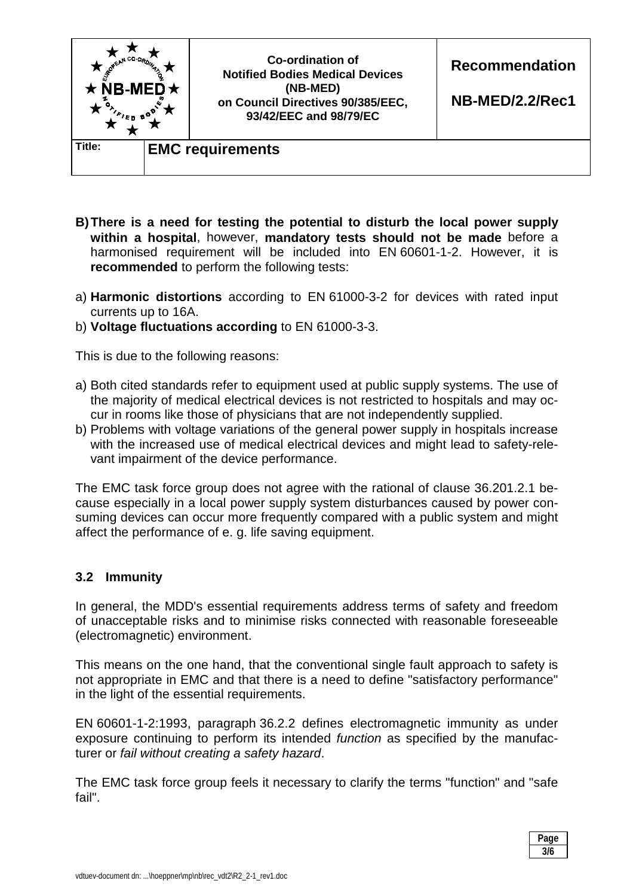**B) There is a need for testing the potential to disturb the local power supply within a hospital**, however, **mandatory tests should not be made** before a harmonised requirement will be included into EN 60601-1-2. However, it is **recommended** to perform the following tests:

a) **Harmonic distortions** according to EN 61000-3-2 for devices with rated input currents up to 16A.
b) **Voltage fluctuations according** to EN 61000-3-3.

This is due to the following reasons:

a) Both cited standards refer to equipment used at public supply systems. The use of the majority of medical electrical devices is not restricted to hospitals and may occur in rooms like those of physicians that are not independently supplied.
b) Problems with voltage variations of the general power supply in hospitals increase with the increased use of medical electrical devices and might lead to safety-relevant impairment of the device performance.

The EMC task force group does not agree with the rational of clause 36.201.2.1 because especially in a local power supply system disturbances caused by power consuming devices can occur more frequently compared with a public system and might affect the performance of e. g. life saving equipment.

### 3.2 Immunity

In general, the MDD's essential requirements address terms of safety and freedom of unacceptable risks and to minimise risks connected with reasonable foreseeable (electromagnetic) environment.

This means on the one hand, that the conventional single fault approach to safety is not appropriate in EMC and that there is a need to define "satisfactory performance" in the light of the essential requirements.

EN 60601-1-2:1993, paragraph 36.2.2 defines electromagnetic immunity as under exposure continuing to perform its intended *function* as specified by the manufacturer or *fail without creating a safety hazard*.

The EMC task force group feels it necessary to clarify the terms "function" and "safe fail".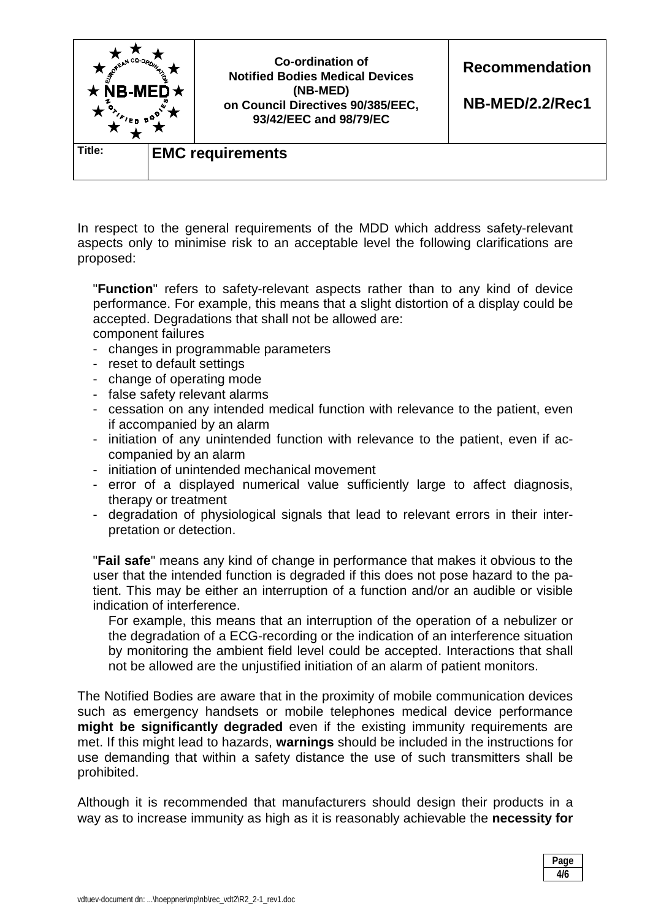In respect to the general requirements of the MDD which address safety-relevant aspects only to minimise risk to an acceptable level the following clarifications are proposed:

"**Function**" refers to safety-relevant aspects rather than to any kind of device performance. For example, this means that a slight distortion of a display could be accepted. Degradations that shall not be allowed are:
component failures

- changes in programmable parameters
- reset to default settings
- change of operating mode
- false safety relevant alarms
- cessation on any intended medical function with relevance to the patient, even if accompanied by an alarm
- initiation of any unintended function with relevance to the patient, even if accompanied by an alarm
- initiation of unintended mechanical movement
- error of a displayed numerical value sufficiently large to affect diagnosis, therapy or treatment
- degradation of physiological signals that lead to relevant errors in their interpretation or detection.

"**Fail safe**" means any kind of change in performance that makes it obvious to the user that the intended function is degraded if this does not pose hazard to the patient. This may be either an interruption of a function and/or an audible or visible indication of interference.

For example, this means that an interruption of the operation of a nebulizer or the degradation of a ECG-recording or the indication of an interference situation by monitoring the ambient field level could be accepted. Interactions that shall not be allowed are the unjustified initiation of an alarm of patient monitors.

The Notified Bodies are aware that in the proximity of mobile communication devices such as emergency handsets or mobile telephones medical device performance **might be significantly degraded** even if the existing immunity requirements are met. If this might lead to hazards, **warnings** should be included in the instructions for use demanding that within a safety distance the use of such transmitters shall be prohibited.

Although it is recommended that manufacturers should design their products in a way as to increase immunity as high as it is reasonably achievable the **necessity for**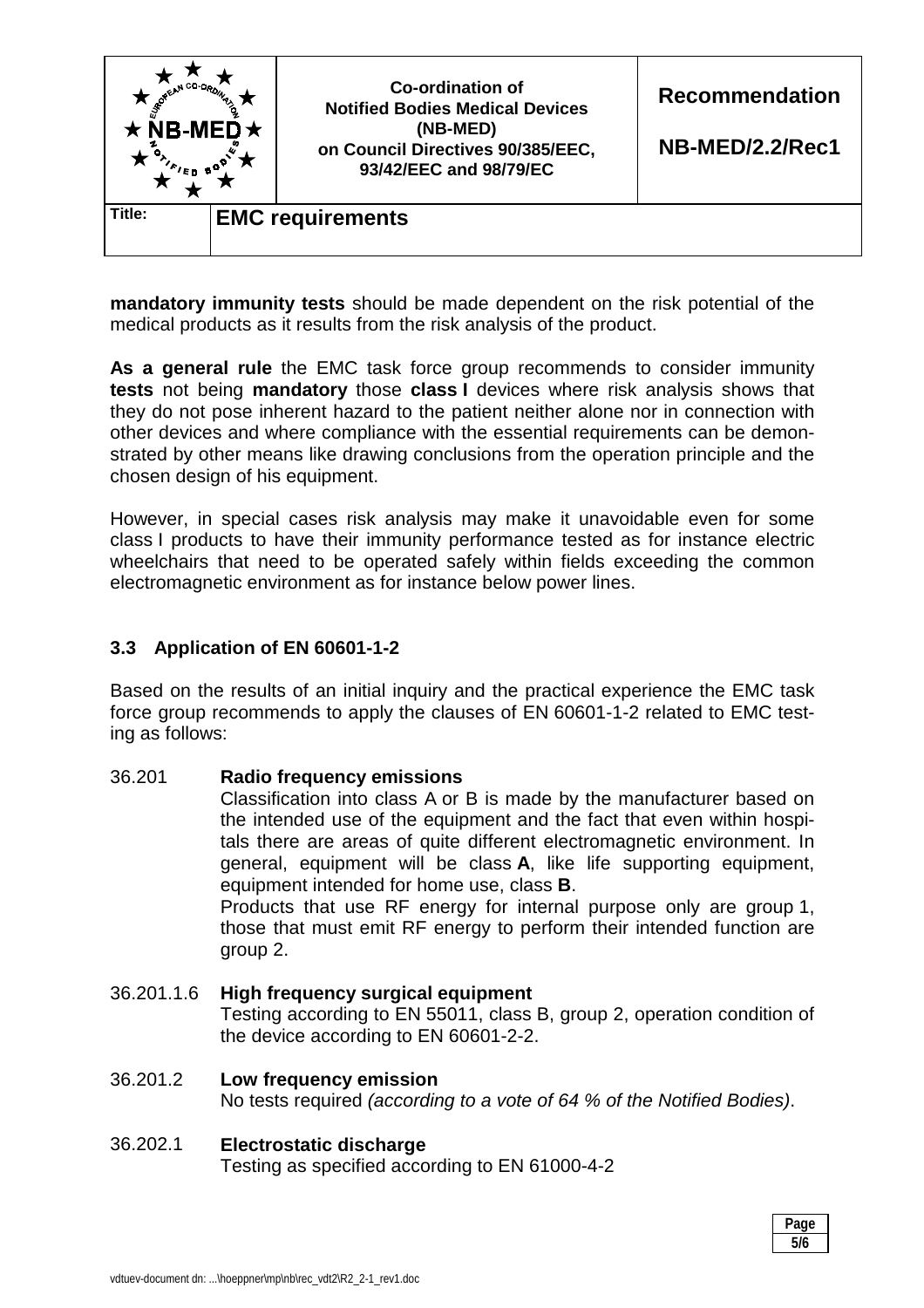**mandatory immunity tests** should be made dependent on the risk potential of the medical products as it results from the risk analysis of the product.

**As a general rule** the EMC task force group recommends to consider immunity **tests** not being **mandatory** those **class I** devices where risk analysis shows that they do not pose inherent hazard to the patient neither alone nor in connection with other devices and where compliance with the essential requirements can be demonstrated by other means like drawing conclusions from the operation principle and the chosen design of his equipment.

However, in special cases risk analysis may make it unavoidable even for some class I products to have their immunity performance tested as for instance electric wheelchairs that need to be operated safely within fields exceeding the common electromagnetic environment as for instance below power lines.

### 3.3 Application of EN 60601-1-2

Based on the results of an initial inquiry and the practical experience the EMC task force group recommends to apply the clauses of EN 60601-1-2 related to EMC testing as follows:

36.201 **Radio frequency emissions**
Classification into class A or B is made by the manufacturer based on the intended use of the equipment and the fact that even within hospitals there are areas of quite different electromagnetic environment. In general, equipment will be class **A**, like life supporting equipment, equipment intended for home use, class **B**.
Products that use RF energy for internal purpose only are group 1, those that must emit RF energy to perform their intended function are group 2.

36.201.1.6 **High frequency surgical equipment**
Testing according to EN 55011, class B, group 2, operation condition of the device according to EN 60601-2-2.

36.201.2 **Low frequency emission**
No tests required *(according to a vote of 64 % of the Notified Bodies)*.

36.202.1 **Electrostatic discharge**
Testing as specified according to EN 61000-4-2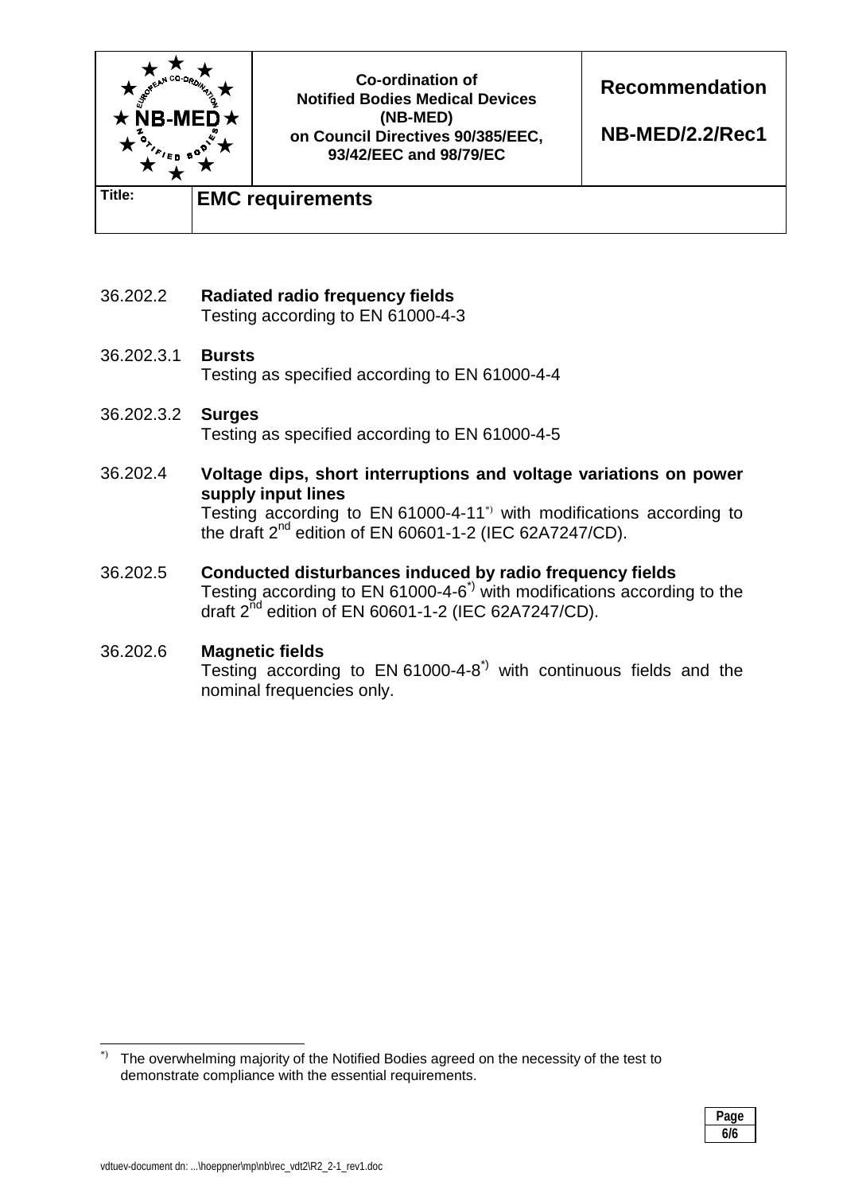36.202.2 **Radiated radio frequency fields**
Testing according to EN 61000-4-3

36.202.3.1 **Bursts**
Testing as specified according to EN 61000-4-4

36.202.3.2 **Surges**
Testing as specified according to EN 61000-4-5

36.202.4 **Voltage dips, short interruptions and voltage variations on power supply input lines**
Testing according to EN 61000-4-11[*)] with modifications according to the draft 2nd edition of EN 60601-1-2 (IEC 62A7247/CD).

36.202.5 **Conducted disturbances induced by radio frequency fields**
Testing according to EN 61000-4-6[*)] with modifications according to the draft 2nd edition of EN 60601-1-2 (IEC 62A7247/CD).

36.202.6 **Magnetic fields**
Testing according to EN 61000-4-8[*)] with continuous fields and the nominal frequencies only.

---

[*)] The overwhelming majority of the Notified Bodies agreed on the necessity of the test to demonstrate compliance with the essential requirements.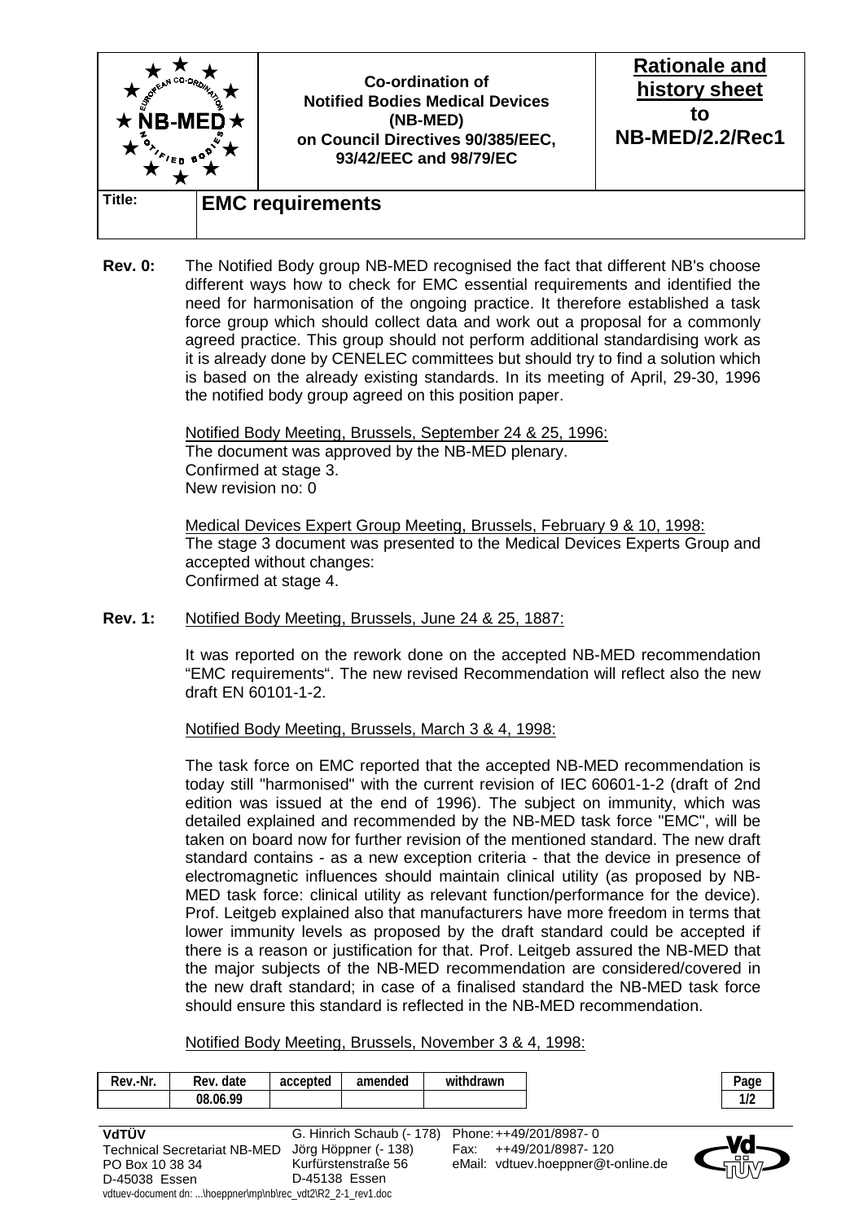| ★ NB-MED ★ | **Co-ordination of Notified Bodies Medical Devices (NB-MED) on Council Directives 90/385/EEC, 93/42/EEC and 98/79/EC** | **Rationale and history sheet to NB-MED/2.2/Rec1** |
|---|---|---|
| **Title:** | **EMC requirements** | |

**Rev. 0:** The Notified Body group NB-MED recognised the fact that different NB's choose different ways how to check for EMC essential requirements and identified the need for harmonisation of the ongoing practice. It therefore established a task force group which should collect data and work out a proposal for a commonly agreed practice. This group should not perform additional standardising work as it is already done by CENELEC committees but should try to find a solution which is based on the already existing standards. In its meeting of April, 29-30, 1996 the notified body group agreed on this position paper.

Notified Body Meeting, Brussels, September 24 & 25, 1996:
The document was approved by the NB-MED plenary.
Confirmed at stage 3.
New revision no: 0

Medical Devices Expert Group Meeting, Brussels, February 9 & 10, 1998:
The stage 3 document was presented to the Medical Devices Experts Group and accepted without changes:
Confirmed at stage 4.

**Rev. 1:** Notified Body Meeting, Brussels, June 24 & 25, 1887:

It was reported on the rework done on the accepted NB-MED recommendation "EMC requirements". The new revised Recommendation will reflect also the new draft EN 60101-1-2.

Notified Body Meeting, Brussels, March 3 & 4, 1998:

The task force on EMC reported that the accepted NB-MED recommendation is today still "harmonised" with the current revision of IEC 60601-1-2 (draft of 2nd edition was issued at the end of 1996). The subject on immunity, which was detailed explained and recommended by the NB-MED task force "EMC", will be taken on board now for further revision of the mentioned standard. The new draft standard contains - as a new exception criteria - that the device in presence of electromagnetic influences should maintain clinical utility (as proposed by NB-MED task force: clinical utility as relevant function/performance for the device). Prof. Leitgeb explained also that manufacturers have more freedom in terms that lower immunity levels as proposed by the draft standard could be accepted if there is a reason or justification for that. Prof. Leitgeb assured the NB-MED that the major subjects of the NB-MED recommendation are considered/covered in the new draft standard; in case of a finalised standard the NB-MED task force should ensure this standard is reflected in the NB-MED recommendation.

Notified Body Meeting, Brussels, November 3 & 4, 1998:

| Rev.-Nr. | Rev. date | accepted | amended | withdrawn |
|---|---|---|---|---|
| | 08.06.99 | | | |

**VdTÜV**
Technical Secretariat NB-MED
PO Box 10 38 34
D-45038 Essen

G. Hinrich Schaub (- 178)
Jörg Höppner (- 138)
Kurfürstenstraße 56
D-45138 Essen

Phone: ++49/201/8987- 0
Fax: ++49/201/8987- 120
eMail: vdtuev.hoeppner@t-online.de

vdtuev-document dn: ...\hoeppner\mp\nb\rec_vdt2\R2_2-1_rev1.doc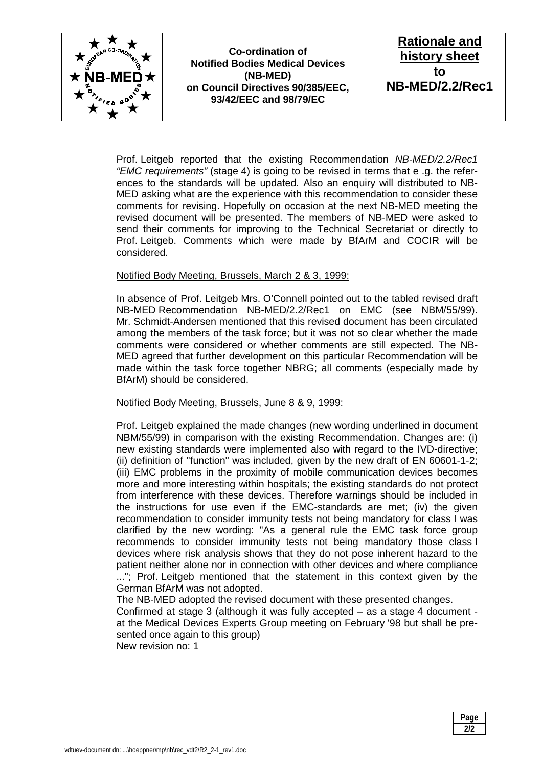Prof. Leitgeb reported that the existing Recommendation *NB-MED/2.2/Rec1 "EMC requirements"* (stage 4) is going to be revised in terms that e .g. the references to the standards will be updated. Also an enquiry will distributed to NB-MED asking what are the experience with this recommendation to consider these comments for revising. Hopefully on occasion at the next NB-MED meeting the revised document will be presented. The members of NB-MED were asked to send their comments for improving to the Technical Secretariat or directly to Prof. Leitgeb. Comments which were made by BfArM and COCIR will be considered.

Notified Body Meeting, Brussels, March 2 & 3, 1999:

In absence of Prof. Leitgeb Mrs. O'Connell pointed out to the tabled revised draft NB-MED Recommendation NB-MED/2.2/Rec1 on EMC (see NBM/55/99). Mr. Schmidt-Andersen mentioned that this revised document has been circulated among the members of the task force; but it was not so clear whether the made comments were considered or whether comments are still expected. The NB-MED agreed that further development on this particular Recommendation will be made within the task force together NBRG; all comments (especially made by BfArM) should be considered.

Notified Body Meeting, Brussels, June 8 & 9, 1999:

Prof. Leitgeb explained the made changes (new wording underlined in document NBM/55/99) in comparison with the existing Recommendation. Changes are: (i) new existing standards were implemented also with regard to the IVD-directive; (ii) definition of "function" was included, given by the new draft of EN 60601-1-2; (iii) EMC problems in the proximity of mobile communication devices becomes more and more interesting within hospitals; the existing standards do not protect from interference with these devices. Therefore warnings should be included in the instructions for use even if the EMC-standards are met; (iv) the given recommendation to consider immunity tests not being mandatory for class I was clarified by the new wording: "As a general rule the EMC task force group recommends to consider immunity tests not being mandatory those class I devices where risk analysis shows that they do not pose inherent hazard to the patient neither alone nor in connection with other devices and where compliance ..."; Prof. Leitgeb mentioned that the statement in this context given by the German BfArM was not adopted.
The NB-MED adopted the revised document with these presented changes.
Confirmed at stage 3 (although it was fully accepted – as a stage 4 document - at the Medical Devices Experts Group meeting on February '98 but shall be presented once again to this group)
New revision no: 1

vdtuev-document dn: ...\hoeppner\mp\nb\rec_vdt2\R2_2-1_rev1.doc